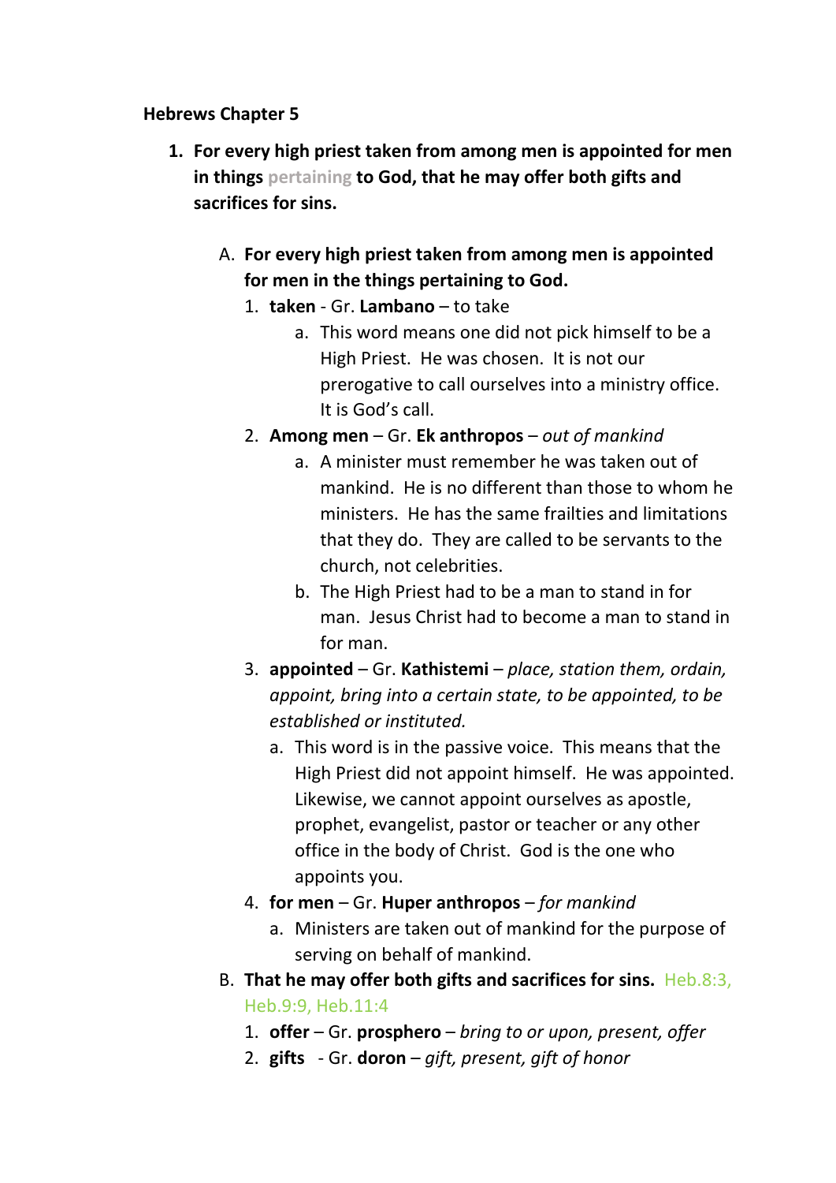**Hebrews Chapter 5**

1. **For every high priest taken from among men is appointed for men in things** pertaining **to God, that he may offer both gifts and sacrifices for sins.**

   A. **For every high priest taken from among men is appointed for men in the things pertaining to God.**

      1. **taken** - Gr. **Lambano** – to take
         a. This word means one did not pick himself to be a High Priest. He was chosen. It is not our prerogative to call ourselves into a ministry office. It is God's call.
      2. **Among men** – Gr. **Ek anthropos** – *out of mankind*
         a. A minister must remember he was taken out of mankind. He is no different than those to whom he ministers. He has the same frailties and limitations that they do. They are called to be servants to the church, not celebrities.
         b. The High Priest had to be a man to stand in for man. Jesus Christ had to become a man to stand in for man.
      3. **appointed** – Gr. **Kathistemi** – *place, station them, ordain, appoint, bring into a certain state, to be appointed, to be established or instituted.*
         a. This word is in the passive voice. This means that the High Priest did not appoint himself. He was appointed. Likewise, we cannot appoint ourselves as apostle, prophet, evangelist, pastor or teacher or any other office in the body of Christ. God is the one who appoints you.
      4. **for men** – Gr. **Huper anthropos** – *for mankind*
         a. Ministers are taken out of mankind for the purpose of serving on behalf of mankind.

   B. **That he may offer both gifts and sacrifices for sins.** Heb.8:3, Heb.9:9, Heb.11:4

      1. **offer** – Gr. **prosphero** – *bring to or upon, present, offer*
      2. **gifts** - Gr. **doron** – *gift, present, gift of honor*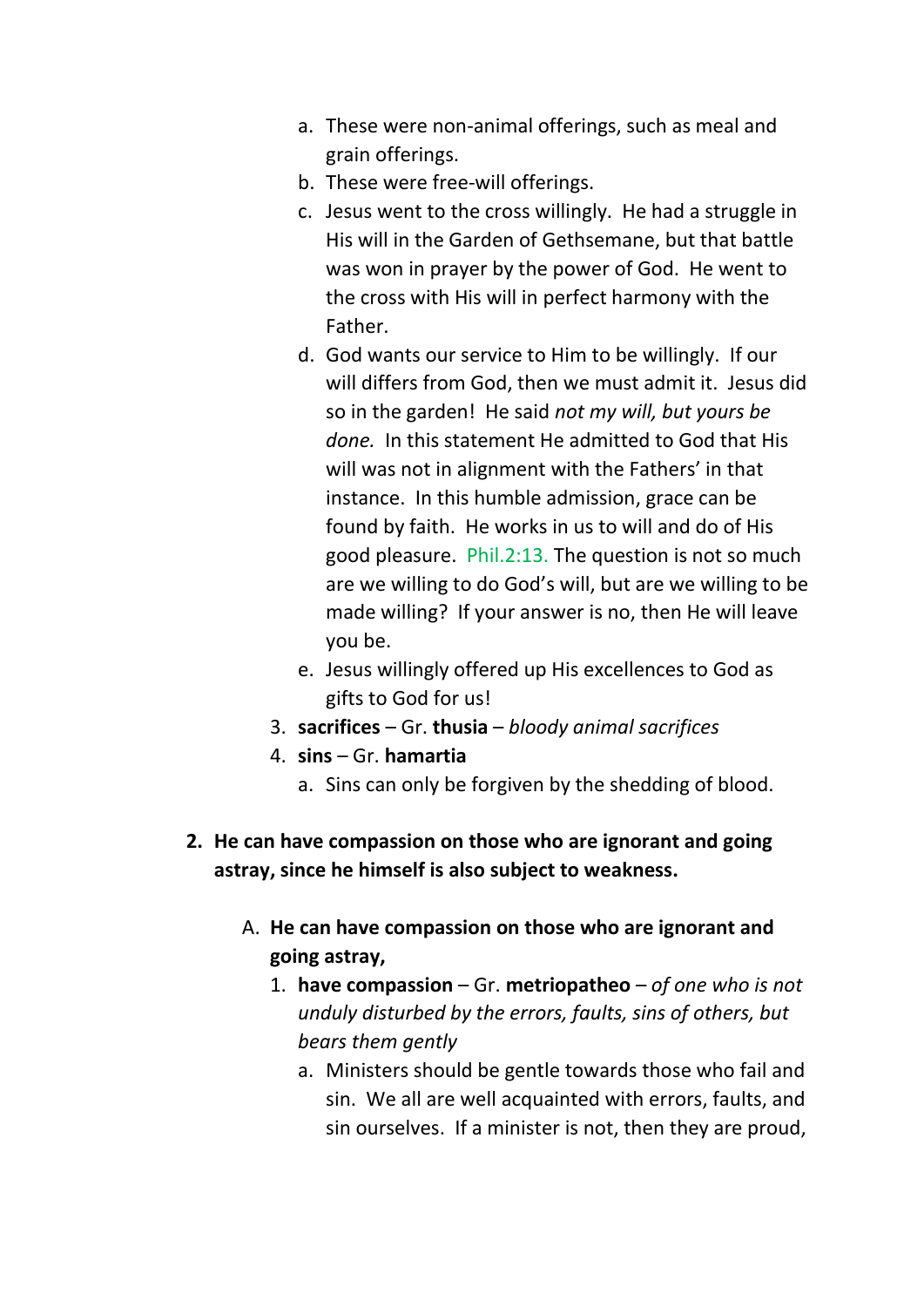a. These were non-animal offerings, such as meal and grain offerings.
   b. These were free-will offerings.
   c. Jesus went to the cross willingly. He had a struggle in His will in the Garden of Gethsemane, but that battle was won in prayer by the power of God. He went to the cross with His will in perfect harmony with the Father.
   d. God wants our service to Him to be willingly. If our will differs from God, then we must admit it. Jesus did so in the garden! He said *not my will, but yours be done.* In this statement He admitted to God that His will was not in alignment with the Fathers' in that instance. In this humble admission, grace can be found by faith. He works in us to will and do of His good pleasure. Phil.2:13. The question is not so much are we willing to do God's will, but are we willing to be made willing? If your answer is no, then He will leave you be.
   e. Jesus willingly offered up His excellences to God as gifts to God for us!

3. **sacrifices** – Gr. **thusia** – *bloody animal sacrifices*
4. **sins** – Gr. **hamartia**
   a. Sins can only be forgiven by the shedding of blood.

**2. He can have compassion on those who are ignorant and going astray, since he himself is also subject to weakness.**

A. **He can have compassion on those who are ignorant and going astray,**

1. **have compassion** – Gr. **metriopatheo** – *of one who is not unduly disturbed by the errors, faults, sins of others, but bears them gently*
   a. Ministers should be gentle towards those who fail and sin. We all are well acquainted with errors, faults, and sin ourselves. If a minister is not, then they are proud,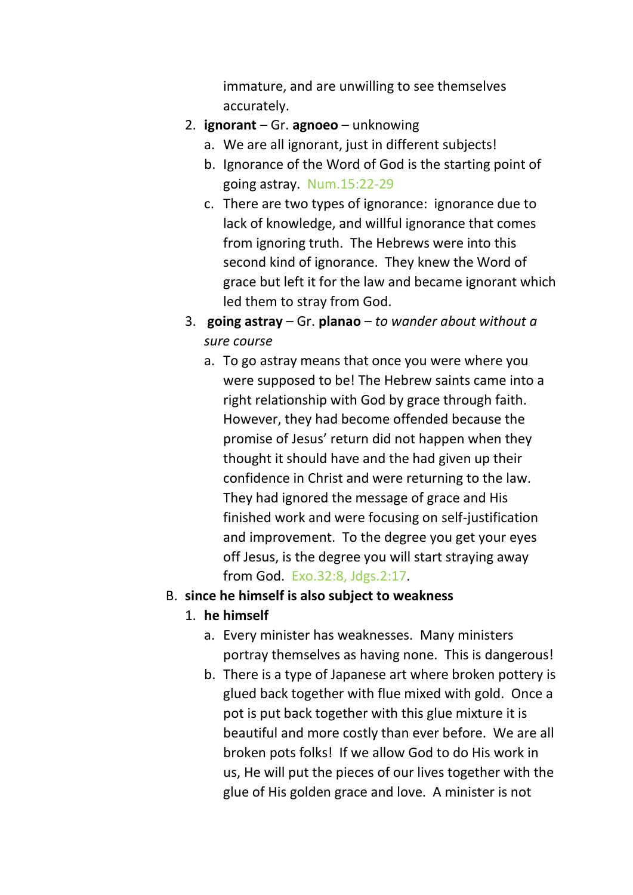immature, and are unwilling to see themselves accurately.

2. **ignorant** – Gr. **agnoeo** – unknowing
   a. We are all ignorant, just in different subjects!
   b. Ignorance of the Word of God is the starting point of going astray. Num.15:22-29
   c. There are two types of ignorance: ignorance due to lack of knowledge, and willful ignorance that comes from ignoring truth. The Hebrews were into this second kind of ignorance. They knew the Word of grace but left it for the law and became ignorant which led them to stray from God.
3. **going astray** – Gr. **planao** – *to wander about without a sure course*
   a. To go astray means that once you were where you were supposed to be! The Hebrew saints came into a right relationship with God by grace through faith. However, they had become offended because the promise of Jesus' return did not happen when they thought it should have and the had given up their confidence in Christ and were returning to the law. They had ignored the message of grace and His finished work and were focusing on self-justification and improvement. To the degree you get your eyes off Jesus, is the degree you will start straying away from God. Exo.32:8, Jdgs.2:17.

B. **since he himself is also subject to weakness**

1. **he himself**
   a. Every minister has weaknesses. Many ministers portray themselves as having none. This is dangerous!
   b. There is a type of Japanese art where broken pottery is glued back together with flue mixed with gold. Once a pot is put back together with this glue mixture it is beautiful and more costly than ever before. We are all broken pots folks! If we allow God to do His work in us, He will put the pieces of our lives together with the glue of His golden grace and love. A minister is not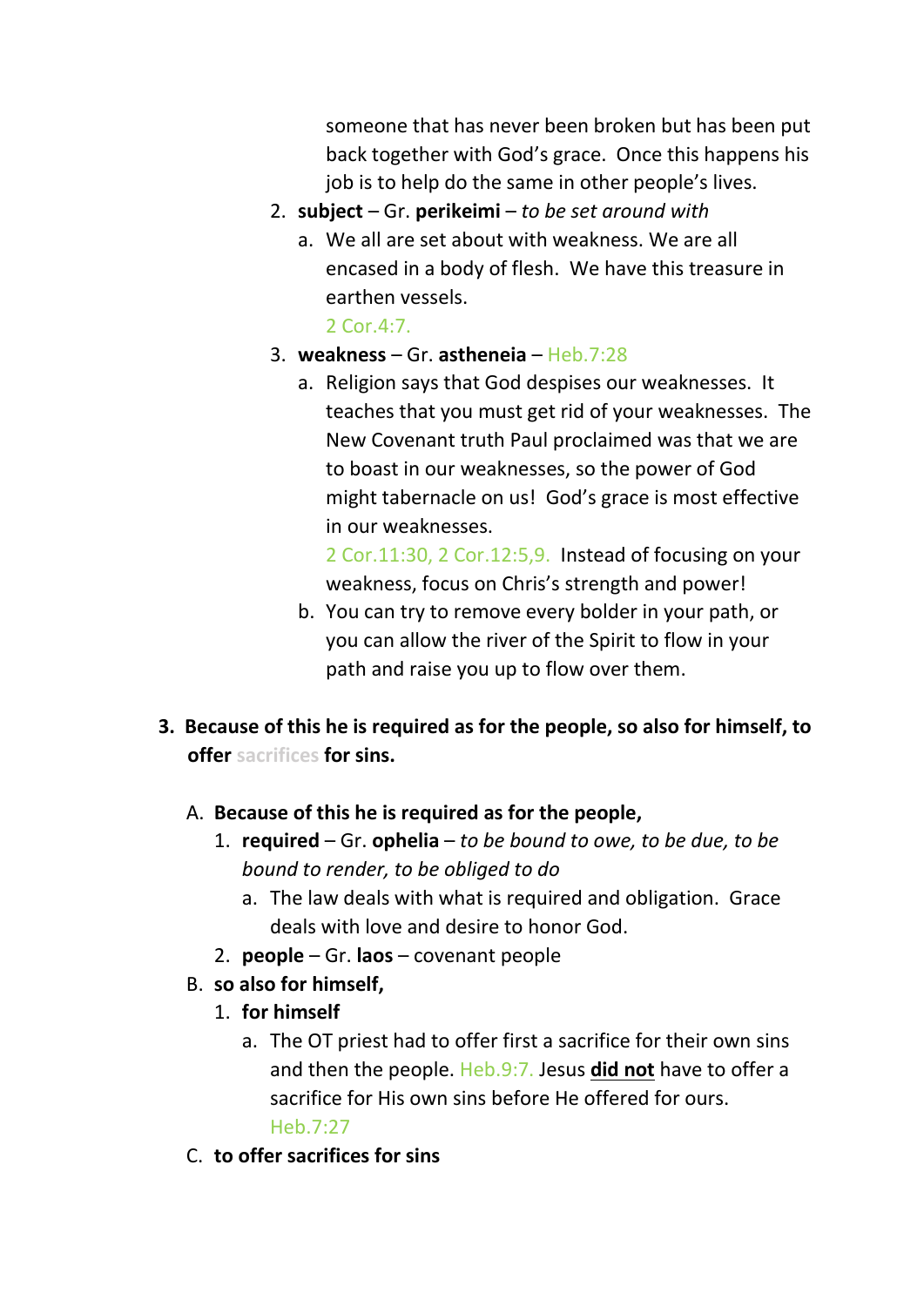someone that has never been broken but has been put back together with God's grace. Once this happens his job is to help do the same in other people's lives.

2. **subject** – Gr. **perikeimi** – *to be set around with*
   a. We all are set about with weakness. We are all encased in a body of flesh. We have this treasure in earthen vessels.
      2 Cor.4:7.
3. **weakness** – Gr. **astheneia** – Heb.7:28
   a. Religion says that God despises our weaknesses. It teaches that you must get rid of your weaknesses. The New Covenant truth Paul proclaimed was that we are to boast in our weaknesses, so the power of God might tabernacle on us! God's grace is most effective in our weaknesses.
      2 Cor.11:30, 2 Cor.12:5,9. Instead of focusing on your weakness, focus on Chris's strength and power!
   b. You can try to remove every bolder in your path, or you can allow the river of the Spirit to flow in your path and raise you up to flow over them.

3. **Because of this he is required as for the people, so also for himself, to offer sacrifices for sins.**

   A. **Because of this he is required as for the people,**
      1. **required** – Gr. **ophelia** – *to be bound to owe, to be due, to be bound to render, to be obliged to do*
         a. The law deals with what is required and obligation. Grace deals with love and desire to honor God.
      2. **people** – Gr. **laos** – covenant people
   B. **so also for himself,**
      1. **for himself**
         a. The OT priest had to offer first a sacrifice for their own sins and then the people. Heb.9:7. Jesus <u>**did not**</u> have to offer a sacrifice for His own sins before He offered for ours.
            Heb.7:27
   C. **to offer sacrifices for sins**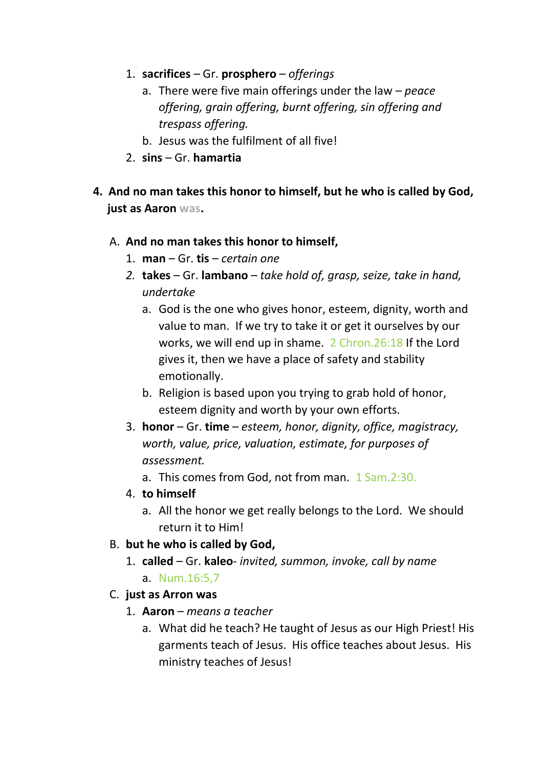1. **sacrifices** – Gr. **prosphero** – *offerings*
   a. There were five main offerings under the law – *peace offering, grain offering, burnt offering, sin offering and trespass offering.*
   b. Jesus was the fulfilment of all five!
2. **sins** – Gr. **hamartia**

**4. And no man takes this honor to himself, but he who is called by God, just as Aaron was.**

A. **And no man takes this honor to himself,**
   1. **man** – Gr. **tis** – *certain one*
   2. **takes** – Gr. **lambano** – *take hold of, grasp, seize, take in hand, undertake*
      a. God is the one who gives honor, esteem, dignity, worth and value to man. If we try to take it or get it ourselves by our works, we will end up in shame. 2 Chron.26:18 If the Lord gives it, then we have a place of safety and stability emotionally.
      b. Religion is based upon you trying to grab hold of honor, esteem dignity and worth by your own efforts.
   3. **honor** – Gr. **time** – *esteem, honor, dignity, office, magistracy, worth, value, price, valuation, estimate, for purposes of assessment.*
      a. This comes from God, not from man. 1 Sam.2:30.
   4. **to himself**
      a. All the honor we get really belongs to the Lord. We should return it to Him!

B. **but he who is called by God,**
   1. **called** – Gr. **kaleo**- *invited, summon, invoke, call by name*
      a. Num.16:5,7

C. **just as Arron was**
   1. **Aaron** – *means a teacher*
      a. What did he teach? He taught of Jesus as our High Priest! His garments teach of Jesus. His office teaches about Jesus. His ministry teaches of Jesus!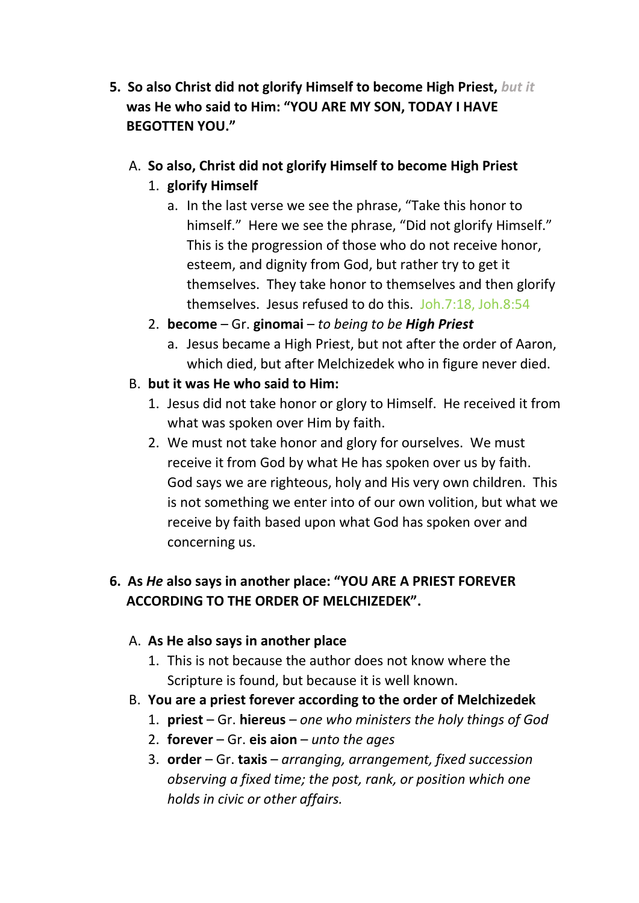5. **So also Christ did not glorify Himself to become High Priest,** ***but it*** **was He who said to Him: "YOU ARE MY SON, TODAY I HAVE BEGOTTEN YOU."**

   A. **So also, Christ did not glorify Himself to become High Priest**
      1. **glorify Himself**
         a. In the last verse we see the phrase, "Take this honor to himself." Here we see the phrase, "Did not glorify Himself." This is the progression of those who do not receive honor, esteem, and dignity from God, but rather try to get it themselves. They take honor to themselves and then glorify themselves. Jesus refused to do this. Joh.7:18, Joh.8:54
      2. **become** – Gr. **ginomai** – *to being to be* ***High Priest***
         a. Jesus became a High Priest, but not after the order of Aaron, which died, but after Melchizedek who in figure never died.

   B. **but it was He who said to Him:**
      1. Jesus did not take honor or glory to Himself. He received it from what was spoken over Him by faith.
      2. We must not take honor and glory for ourselves. We must receive it from God by what He has spoken over us by faith. God says we are righteous, holy and His very own children. This is not something we enter into of our own volition, but what we receive by faith based upon what God has spoken over and concerning us.

6. **As** ***He*** **also says in another place: "YOU ARE A PRIEST FOREVER ACCORDING TO THE ORDER OF MELCHIZEDEK".**

   A. **As He also says in another place**
      1. This is not because the author does not know where the Scripture is found, but because it is well known.

   B. **You are a priest forever according to the order of Melchizedek**
      1. **priest** – Gr. **hiereus** – *one who ministers the holy things of God*
      2. **forever** – Gr. **eis aion** – *unto the ages*
      3. **order** – Gr. **taxis** – *arranging, arrangement, fixed succession observing a fixed time; the post, rank, or position which one holds in civic or other affairs.*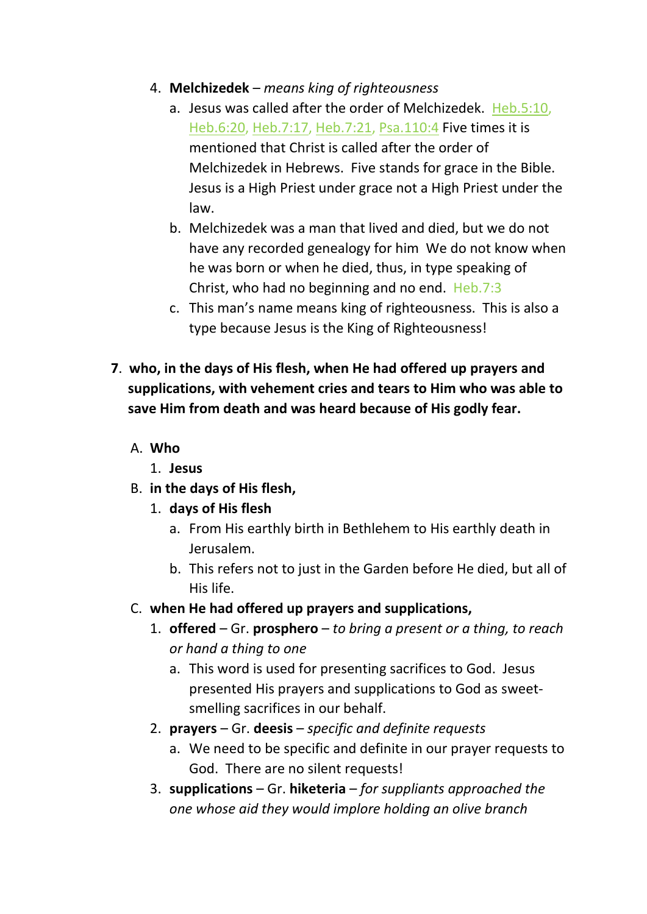4. **Melchizedek** – *means king of righteousness*
    a. Jesus was called after the order of Melchizedek. Heb.5:10, Heb.6:20, Heb.7:17, Heb.7:21, Psa.110:4 Five times it is mentioned that Christ is called after the order of Melchizedek in Hebrews. Five stands for grace in the Bible. Jesus is a High Priest under grace not a High Priest under the law.
    b. Melchizedek was a man that lived and died, but we do not have any recorded genealogy for him We do not know when he was born or when he died, thus, in type speaking of Christ, who had no beginning and no end. Heb.7:3
    c. This man's name means king of righteousness. This is also a type because Jesus is the King of Righteousness!

**7**. **who, in the days of His flesh, when He had offered up prayers and supplications, with vehement cries and tears to Him who was able to save Him from death and was heard because of His godly fear.**

A. **Who**
   1. **Jesus**

B. **in the days of His flesh,**
   1. **days of His flesh**
      a. From His earthly birth in Bethlehem to His earthly death in Jerusalem.
      b. This refers not to just in the Garden before He died, but all of His life.

C. **when He had offered up prayers and supplications,**
   1. **offered** – Gr. **prosphero** – *to bring a present or a thing, to reach or hand a thing to one*
      a. This word is used for presenting sacrifices to God. Jesus presented His prayers and supplications to God as sweet-smelling sacrifices in our behalf.
   2. **prayers** – Gr. **deesis** – *specific and definite requests*
      a. We need to be specific and definite in our prayer requests to God. There are no silent requests!
   3. **supplications** – Gr. **hiketeria** – *for suppliants approached the one whose aid they would implore holding an olive branch*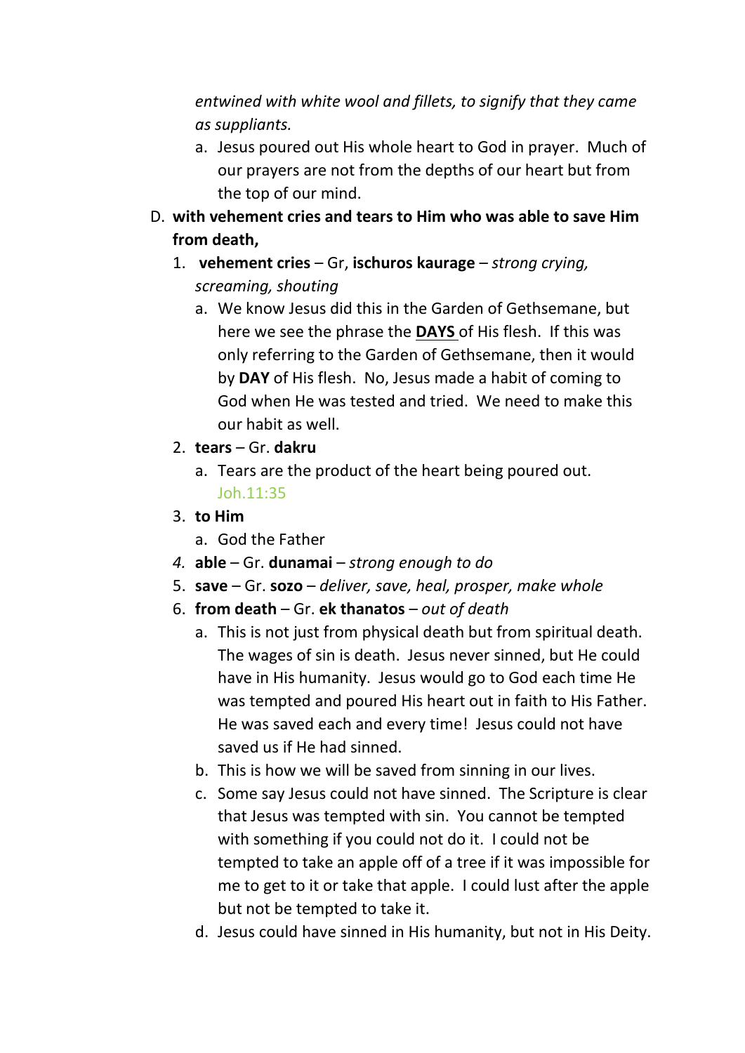*entwined with white wool and fillets, to signify that they came as suppliants.*

a. Jesus poured out His whole heart to God in prayer. Much of our prayers are not from the depths of our heart but from the top of our mind.

D. **with vehement cries and tears to Him who was able to save Him from death,**

1. **vehement cries** – Gr, **ischuros kaurage** – *strong crying, screaming, shouting*
   a. We know Jesus did this in the Garden of Gethsemane, but here we see the phrase the **<u>DAYS</u>** of His flesh. If this was only referring to the Garden of Gethsemane, then it would by **DAY** of His flesh. No, Jesus made a habit of coming to God when He was tested and tried. We need to make this our habit as well.
2. **tears** – Gr. **dakru**
   a. Tears are the product of the heart being poured out. Joh.11:35
3. **to Him**
   a. God the Father
4. **able** – Gr. **dunamai** – *strong enough to do*
5. **save** – Gr. **sozo** – *deliver, save, heal, prosper, make whole*
6. **from death** – Gr. **ek thanatos** – *out of death*
   a. This is not just from physical death but from spiritual death. The wages of sin is death. Jesus never sinned, but He could have in His humanity. Jesus would go to God each time He was tempted and poured His heart out in faith to His Father. He was saved each and every time! Jesus could not have saved us if He had sinned.
   b. This is how we will be saved from sinning in our lives.
   c. Some say Jesus could not have sinned. The Scripture is clear that Jesus was tempted with sin. You cannot be tempted with something if you could not do it. I could not be tempted to take an apple off of a tree if it was impossible for me to get to it or take that apple. I could lust after the apple but not be tempted to take it.
   d. Jesus could have sinned in His humanity, but not in His Deity.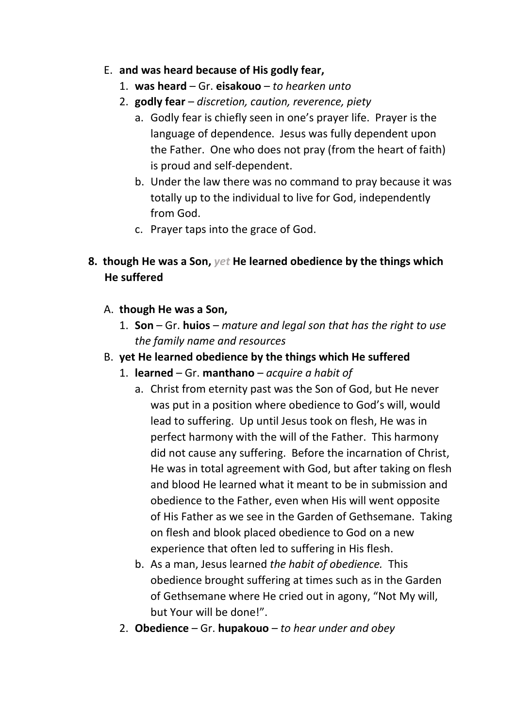E. **and was heard because of His godly fear,**
   1. **was heard** – Gr. **eisakouo** – *to hearken unto*
   2. **godly fear** – *discretion, caution, reverence, piety*
      a. Godly fear is chiefly seen in one's prayer life. Prayer is the language of dependence. Jesus was fully dependent upon the Father. One who does not pray (from the heart of faith) is proud and self-dependent.
      b. Under the law there was no command to pray because it was totally up to the individual to live for God, independently from God.
      c. Prayer taps into the grace of God.

**8. though He was a Son, *yet* He learned obedience by the things which He suffered**

A. **though He was a Son,**
   1. **Son** – Gr. **huios** – *mature and legal son that has the right to use the family name and resources*

B. **yet He learned obedience by the things which He suffered**
   1. **learned** – Gr. **manthano** – *acquire a habit of*
      a. Christ from eternity past was the Son of God, but He never was put in a position where obedience to God's will, would lead to suffering. Up until Jesus took on flesh, He was in perfect harmony with the will of the Father. This harmony did not cause any suffering. Before the incarnation of Christ, He was in total agreement with God, but after taking on flesh and blood He learned what it meant to be in submission and obedience to the Father, even when His will went opposite of His Father as we see in the Garden of Gethsemane. Taking on flesh and blook placed obedience to God on a new experience that often led to suffering in His flesh.
      b. As a man, Jesus learned *the habit of obedience.* This obedience brought suffering at times such as in the Garden of Gethsemane where He cried out in agony, "Not My will, but Your will be done!".
   2. **Obedience** – Gr. **hupakouo** – *to hear under and obey*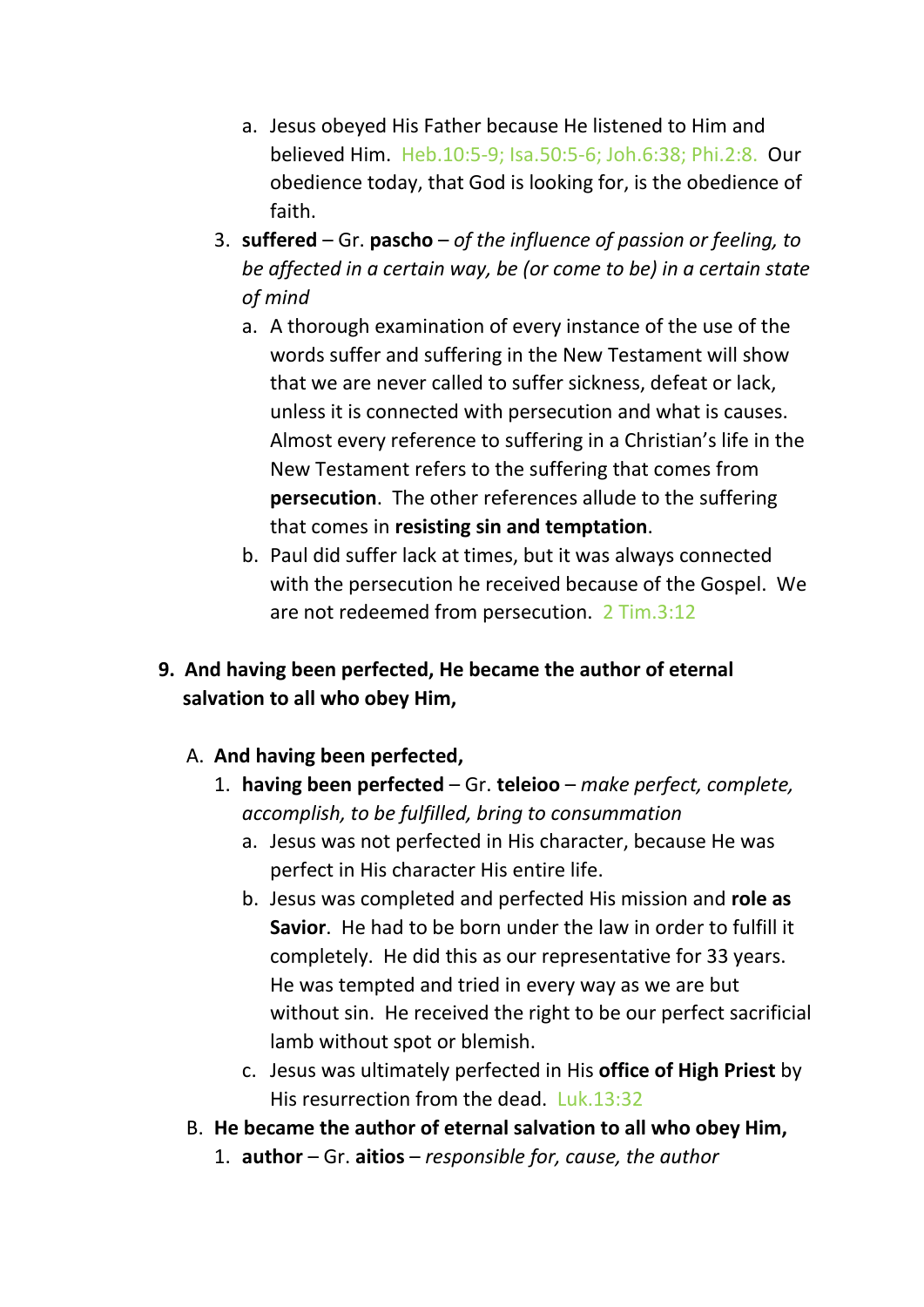a. Jesus obeyed His Father because He listened to Him and believed Him. Heb.10:5-9; Isa.50:5-6; Joh.6:38; Phi.2:8. Our obedience today, that God is looking for, is the obedience of faith.

3. **suffered** – Gr. **pascho** – *of the influence of passion or feeling, to be affected in a certain way, be (or come to be) in a certain state of mind*

   a. A thorough examination of every instance of the use of the words suffer and suffering in the New Testament will show that we are never called to suffer sickness, defeat or lack, unless it is connected with persecution and what is causes. Almost every reference to suffering in a Christian's life in the New Testament refers to the suffering that comes from **persecution**. The other references allude to the suffering that comes in **resisting sin and temptation**.

   b. Paul did suffer lack at times, but it was always connected with the persecution he received because of the Gospel. We are not redeemed from persecution. 2 Tim.3:12

**9. And having been perfected, He became the author of eternal salvation to all who obey Him,**

A. **And having been perfected,**

1. **having been perfected** – Gr. **teleioo** – *make perfect, complete, accomplish, to be fulfilled, bring to consummation*

   a. Jesus was not perfected in His character, because He was perfect in His character His entire life.

   b. Jesus was completed and perfected His mission and **role as Savior**. He had to be born under the law in order to fulfill it completely. He did this as our representative for 33 years. He was tempted and tried in every way as we are but without sin. He received the right to be our perfect sacrificial lamb without spot or blemish.

   c. Jesus was ultimately perfected in His **office of High Priest** by His resurrection from the dead. Luk.13:32

B. **He became the author of eternal salvation to all who obey Him,**

1. **author** – Gr. **aitios** – *responsible for, cause, the author*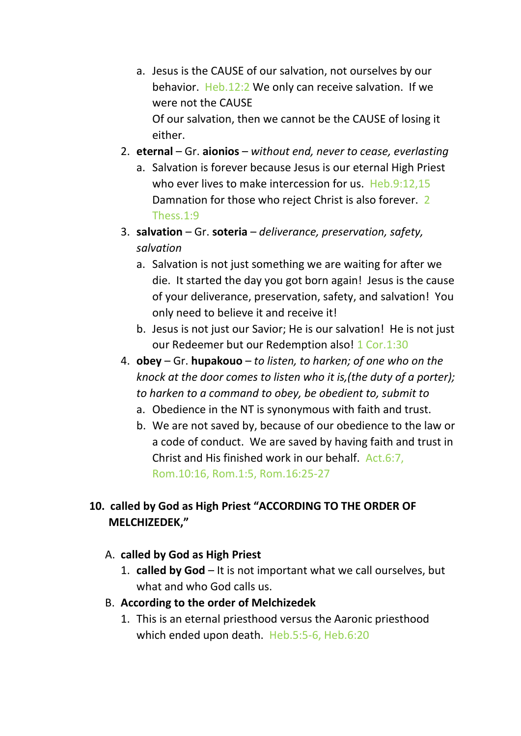a. Jesus is the CAUSE of our salvation, not ourselves by our behavior. Heb.12:2 We only can receive salvation. If we were not the CAUSE
      Of our salvation, then we cannot be the CAUSE of losing it either.

2. **eternal** – Gr. **aionios** – *without end, never to cease, everlasting*
   a. Salvation is forever because Jesus is our eternal High Priest who ever lives to make intercession for us. Heb.9:12,15 Damnation for those who reject Christ is also forever. 2 Thess.1:9
3. **salvation** – Gr. **soteria** – *deliverance, preservation, safety, salvation*
   a. Salvation is not just something we are waiting for after we die. It started the day you got born again! Jesus is the cause of your deliverance, preservation, safety, and salvation! You only need to believe it and receive it!
   b. Jesus is not just our Savior; He is our salvation! He is not just our Redeemer but our Redemption also! 1 Cor.1:30
4. **obey** – Gr. **hupakouo** – *to listen, to harken; of one who on the knock at the door comes to listen who it is,(the duty of a porter); to harken to a command to obey, be obedient to, submit to*
   a. Obedience in the NT is synonymous with faith and trust.
   b. We are not saved by, because of our obedience to the law or a code of conduct. We are saved by having faith and trust in Christ and His finished work in our behalf. Act.6:7, Rom.10:16, Rom.1:5, Rom.16:25-27

## 10. called by God as High Priest "ACCORDING TO THE ORDER OF MELCHIZEDEK,"

A. **called by God as High Priest**
   1. **called by God** – It is not important what we call ourselves, but what and who God calls us.

B. **According to the order of Melchizedek**
   1. This is an eternal priesthood versus the Aaronic priesthood which ended upon death. Heb.5:5-6, Heb.6:20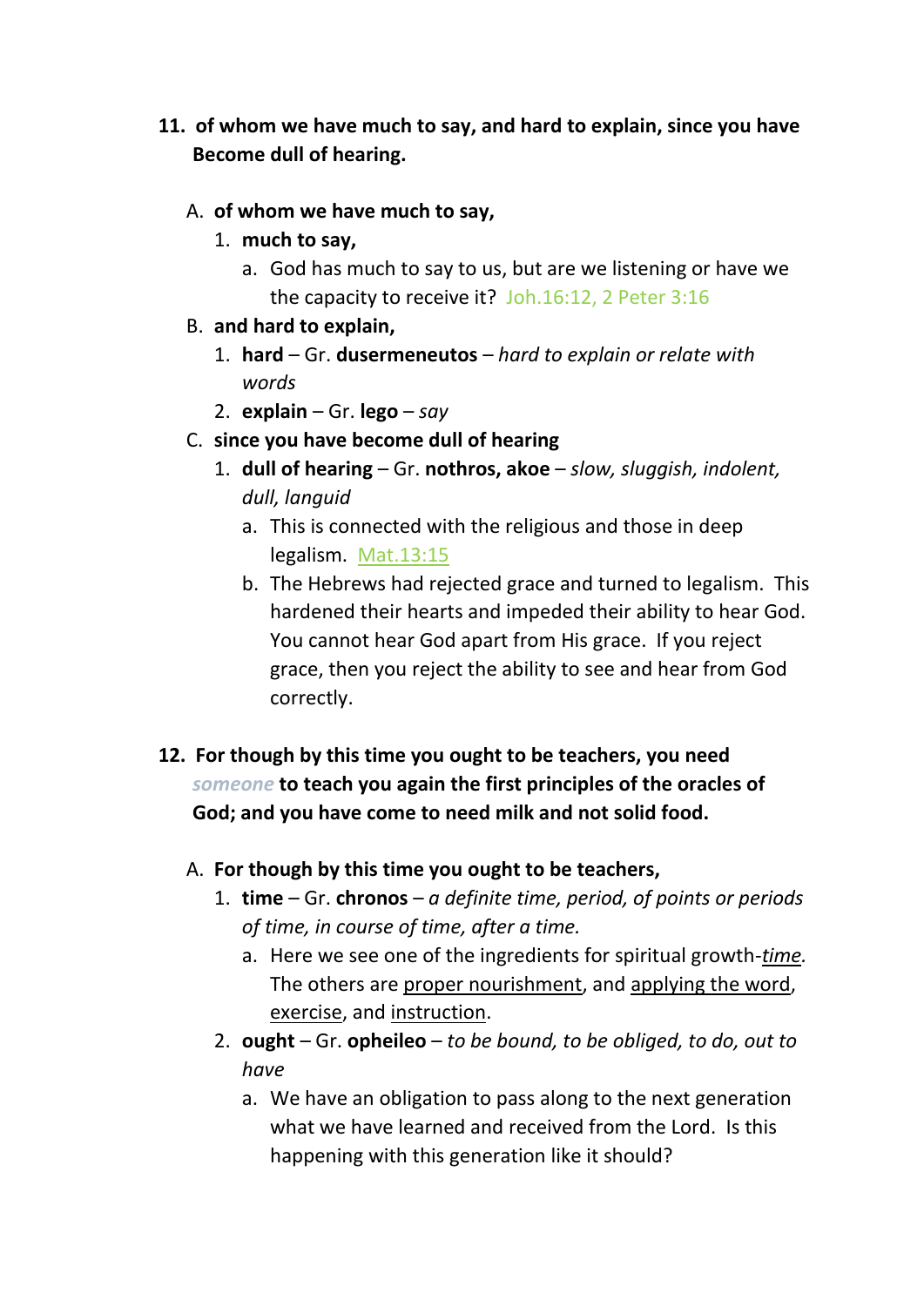11. **of whom we have much to say, and hard to explain, since you have Become dull of hearing.**

   A. **of whom we have much to say,**

      1. **much to say,**

         a. God has much to say to us, but are we listening or have we the capacity to receive it? Joh.16:12, 2 Peter 3:16

   B. **and hard to explain,**

      1. **hard** – Gr. **dusermeneutos** – *hard to explain or relate with words*

      2. **explain** – Gr. **lego** – *say*

   C. **since you have become dull of hearing**

      1. **dull of hearing** – Gr. **nothros, akoe** – *slow, sluggish, indolent, dull, languid*

         a. This is connected with the religious and those in deep legalism. Mat.13:15

         b. The Hebrews had rejected grace and turned to legalism. This hardened their hearts and impeded their ability to hear God. You cannot hear God apart from His grace. If you reject grace, then you reject the ability to see and hear from God correctly.

12. **For though by this time you ought to be teachers, you need** *someone* **to teach you again the first principles of the oracles of God; and you have come to need milk and not solid food.**

   A. **For though by this time you ought to be teachers,**

      1. **time** – Gr. **chronos** – *a definite time, period, of points or periods of time, in course of time, after a time.*

         a. Here we see one of the ingredients for spiritual growth-*time.* The others are proper nourishment, and applying the word, exercise, and instruction.

      2. **ought** – Gr. **opheileo** – *to be bound, to be obliged, to do, out to have*

         a. We have an obligation to pass along to the next generation what we have learned and received from the Lord. Is this happening with this generation like it should?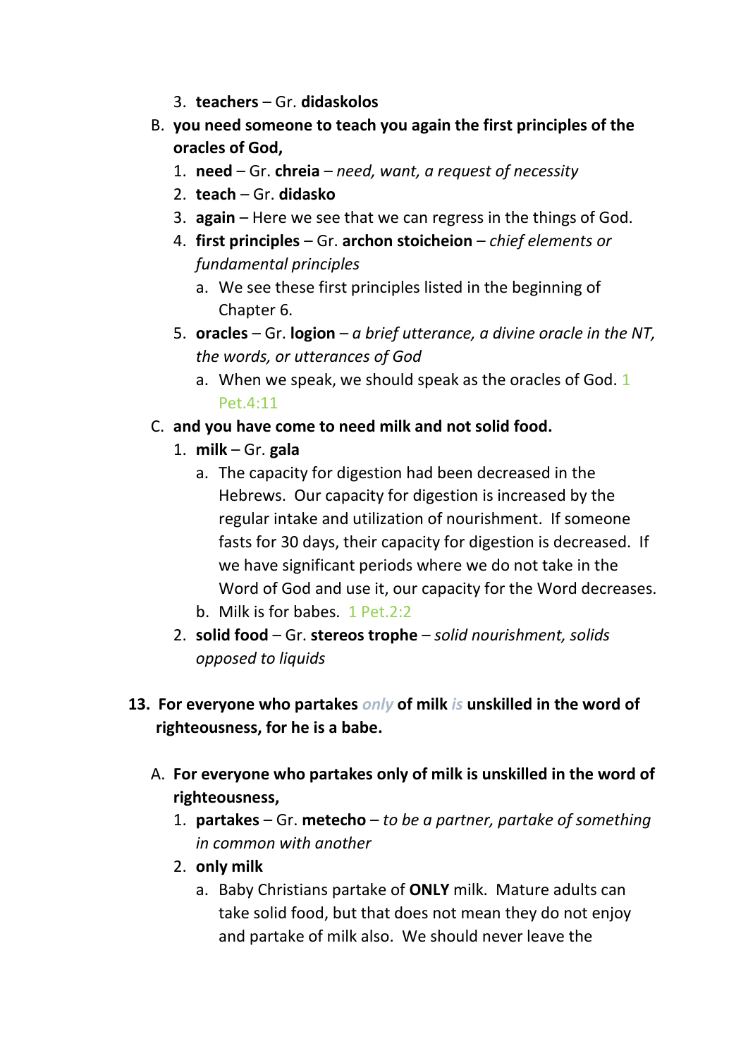3. **teachers** – Gr. **didaskolos**

B. **you need someone to teach you again the first principles of the oracles of God,**
   1. **need** – Gr. **chreia** – *need, want, a request of necessity*
   2. **teach** – Gr. **didasko**
   3. **again** – Here we see that we can regress in the things of God.
   4. **first principles** – Gr. **archon stoicheion** – *chief elements or fundamental principles*
      a. We see these first principles listed in the beginning of Chapter 6.
   5. **oracles** – Gr. **logion** – *a brief utterance, a divine oracle in the NT, the words, or utterances of God*
      a. When we speak, we should speak as the oracles of God. 1 Pet.4:11

C. **and you have come to need milk and not solid food.**
   1. **milk** – Gr. **gala**
      a. The capacity for digestion had been decreased in the Hebrews. Our capacity for digestion is increased by the regular intake and utilization of nourishment. If someone fasts for 30 days, their capacity for digestion is decreased. If we have significant periods where we do not take in the Word of God and use it, our capacity for the Word decreases.
      b. Milk is for babes. 1 Pet.2:2
   2. **solid food** – Gr. **stereos trophe** – *solid nourishment, solids opposed to liquids*

**13. For everyone who partakes *only* of milk *is* unskilled in the word of righteousness, for he is a babe.**

A. **For everyone who partakes only of milk is unskilled in the word of righteousness,**
   1. **partakes** – Gr. **metecho** – *to be a partner, partake of something in common with another*
   2. **only milk**
      a. Baby Christians partake of **ONLY** milk. Mature adults can take solid food, but that does not mean they do not enjoy and partake of milk also. We should never leave the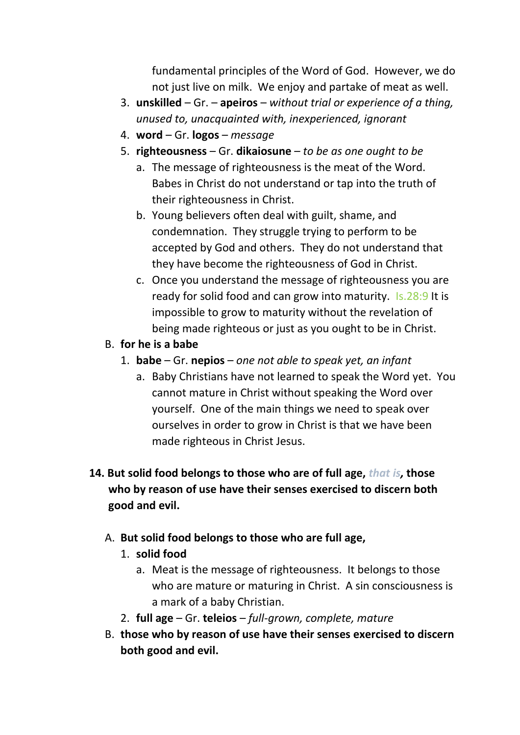fundamental principles of the Word of God. However, we do not just live on milk. We enjoy and partake of meat as well.

3. **unskilled** – Gr. – **apeiros** – *without trial or experience of a thing, unused to, unacquainted with, inexperienced, ignorant*
4. **word** – Gr. **logos** – *message*
5. **righteousness** – Gr. **dikaiosune** – *to be as one ought to be*
   a. The message of righteousness is the meat of the Word. Babes in Christ do not understand or tap into the truth of their righteousness in Christ.
   b. Young believers often deal with guilt, shame, and condemnation. They struggle trying to perform to be accepted by God and others. They do not understand that they have become the righteousness of God in Christ.
   c. Once you understand the message of righteousness you are ready for solid food and can grow into maturity. Is.28:9 It is impossible to grow to maturity without the revelation of being made righteous or just as you ought to be in Christ.

B. **for he is a babe**

1. **babe** – Gr. **nepios** – *one not able to speak yet, an infant*
   a. Baby Christians have not learned to speak the Word yet. You cannot mature in Christ without speaking the Word over yourself. One of the main things we need to speak over ourselves in order to grow in Christ is that we have been made righteous in Christ Jesus.

**14. But solid food belongs to those who are of full age, *that is*, those who by reason of use have their senses exercised to discern both good and evil.**

A. **But solid food belongs to those who are full age,**

1. **solid food**
   a. Meat is the message of righteousness. It belongs to those who are mature or maturing in Christ. A sin consciousness is a mark of a baby Christian.
2. **full age** – Gr. **teleios** – *full-grown, complete, mature*

B. **those who by reason of use have their senses exercised to discern both good and evil.**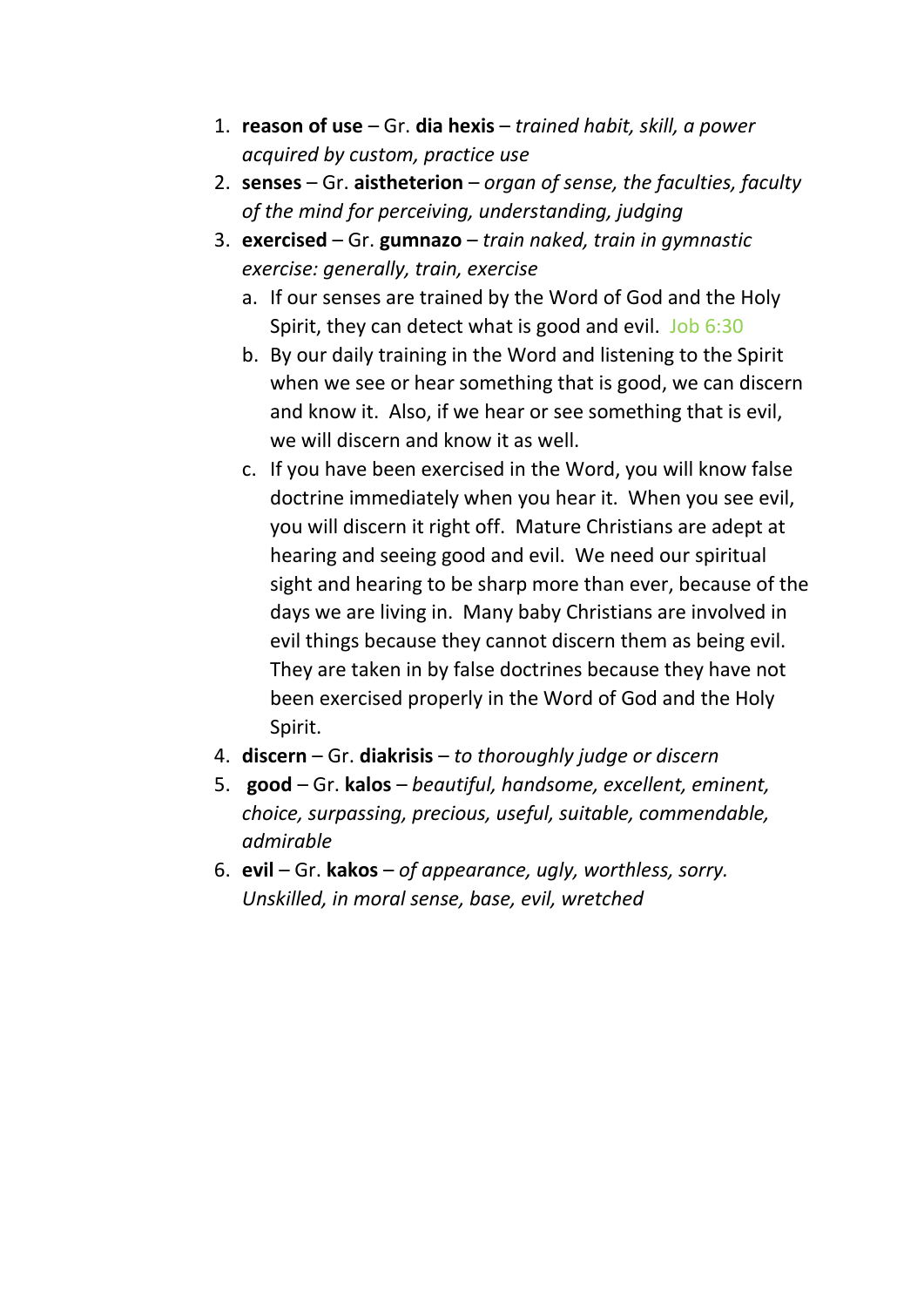1. **reason of use** – Gr. **dia hexis** – *trained habit, skill, a power acquired by custom, practice use*
2. **senses** – Gr. **aistheterion** – *organ of sense, the faculties, faculty of the mind for perceiving, understanding, judging*
3. **exercised** – Gr. **gumnazo** – *train naked, train in gymnastic exercise: generally, train, exercise*
   a. If our senses are trained by the Word of God and the Holy Spirit, they can detect what is good and evil. Job 6:30
   b. By our daily training in the Word and listening to the Spirit when we see or hear something that is good, we can discern and know it. Also, if we hear or see something that is evil, we will discern and know it as well.
   c. If you have been exercised in the Word, you will know false doctrine immediately when you hear it. When you see evil, you will discern it right off. Mature Christians are adept at hearing and seeing good and evil. We need our spiritual sight and hearing to be sharp more than ever, because of the days we are living in. Many baby Christians are involved in evil things because they cannot discern them as being evil. They are taken in by false doctrines because they have not been exercised properly in the Word of God and the Holy Spirit.
4. **discern** – Gr. **diakrisis** – *to thoroughly judge or discern*
5. **good** – Gr. **kalos** – *beautiful, handsome, excellent, eminent, choice, surpassing, precious, useful, suitable, commendable, admirable*
6. **evil** – Gr. **kakos** – *of appearance, ugly, worthless, sorry. Unskilled, in moral sense, base, evil, wretched*